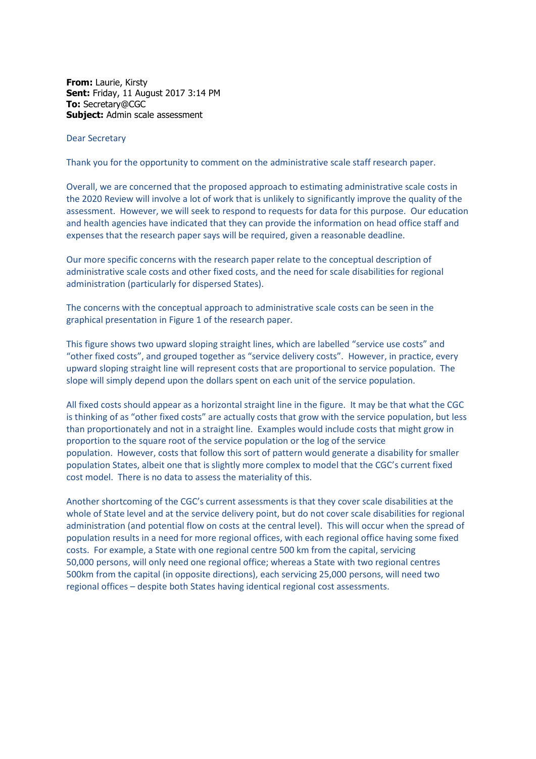**From:** Laurie, Kirsty
**Sent:** Friday, 11 August 2017 3:14 PM
**To:** Secretary@CGC
**Subject:** Admin scale assessment

Dear Secretary

Thank you for the opportunity to comment on the administrative scale staff research paper.

Overall, we are concerned that the proposed approach to estimating administrative scale costs in the 2020 Review will involve a lot of work that is unlikely to significantly improve the quality of the assessment. However, we will seek to respond to requests for data for this purpose. Our education and health agencies have indicated that they can provide the information on head office staff and expenses that the research paper says will be required, given a reasonable deadline.

Our more specific concerns with the research paper relate to the conceptual description of administrative scale costs and other fixed costs, and the need for scale disabilities for regional administration (particularly for dispersed States).

The concerns with the conceptual approach to administrative scale costs can be seen in the graphical presentation in Figure 1 of the research paper.

This figure shows two upward sloping straight lines, which are labelled "service use costs" and "other fixed costs", and grouped together as "service delivery costs". However, in practice, every upward sloping straight line will represent costs that are proportional to service population. The slope will simply depend upon the dollars spent on each unit of the service population.

All fixed costs should appear as a horizontal straight line in the figure. It may be that what the CGC is thinking of as "other fixed costs" are actually costs that grow with the service population, but less than proportionately and not in a straight line. Examples would include costs that might grow in proportion to the square root of the service population or the log of the service population. However, costs that follow this sort of pattern would generate a disability for smaller population States, albeit one that is slightly more complex to model that the CGC's current fixed cost model. There is no data to assess the materiality of this.

Another shortcoming of the CGC's current assessments is that they cover scale disabilities at the whole of State level and at the service delivery point, but do not cover scale disabilities for regional administration (and potential flow on costs at the central level). This will occur when the spread of population results in a need for more regional offices, with each regional office having some fixed costs. For example, a State with one regional centre 500 km from the capital, servicing 50,000 persons, will only need one regional office; whereas a State with two regional centres 500km from the capital (in opposite directions), each servicing 25,000 persons, will need two regional offices – despite both States having identical regional cost assessments.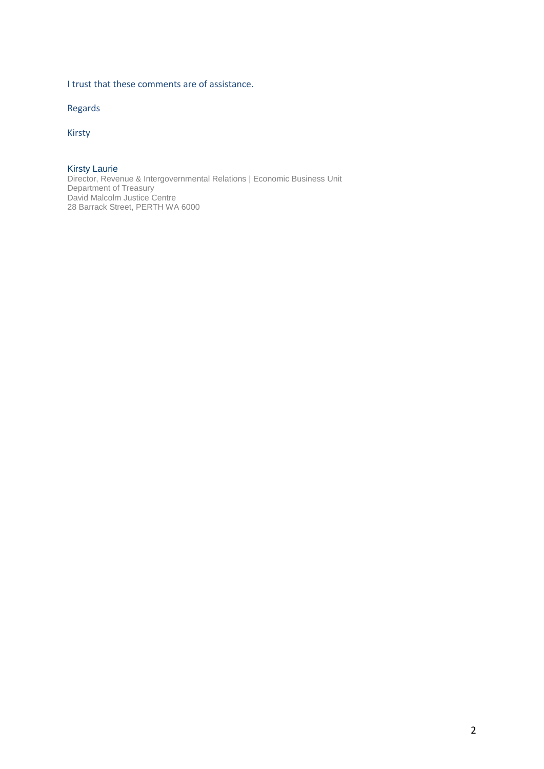I trust that these comments are of assistance.

Regards

Kirsty

Kirsty Laurie
Director, Revenue & Intergovernmental Relations | Economic Business Unit
Department of Treasury
David Malcolm Justice Centre
28 Barrack Street, PERTH WA 6000